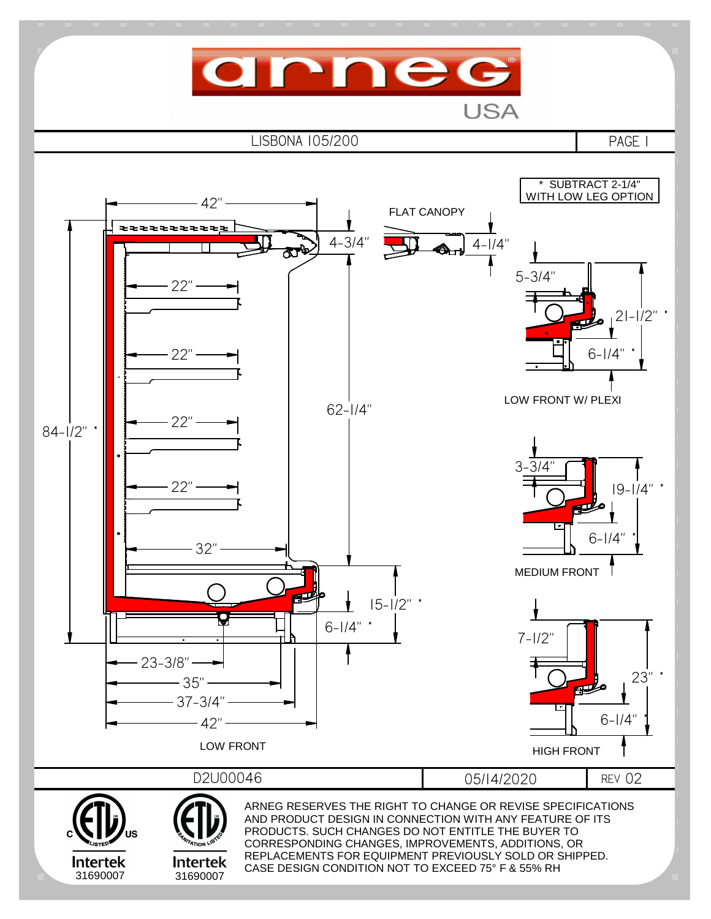# arneg USA

LISBONA 105/200 | PAGE 1

\* SUBTRACT 2-1/4" WITH LOW LEG OPTION

FLAT CANOPY

42"

4-3/4"

4-1/4"

5-3/4"

21-1/2" *

6-1/4" *

LOW FRONT W/ PLEXI

22"

22"

22"

22"

62-1/4"

84-1/2" *

3-3/4"

19-1/4" *

6-1/4" *

MEDIUM FRONT

32"

15-1/2" *

6-1/4" *

7-1/2"

23" *

6-1/4" *

23-3/8"

35"

37-3/4"

42"

LOW FRONT

HIGH FRONT

D2U00046 | 05/14/2020 | REV 02

Intertek 31690007

Intertek 31690007

ARNEG RESERVES THE RIGHT TO CHANGE OR REVISE SPECIFICATIONS AND PRODUCT DESIGN IN CONNECTION WITH ANY FEATURE OF ITS PRODUCTS. SUCH CHANGES DO NOT ENTITLE THE BUYER TO CORRESPONDING CHANGES, IMPROVEMENTS, ADDITIONS, OR REPLACEMENTS FOR EQUIPMENT PREVIOUSLY SOLD OR SHIPPED. CASE DESIGN CONDITION NOT TO EXCEED 75° F & 55% RH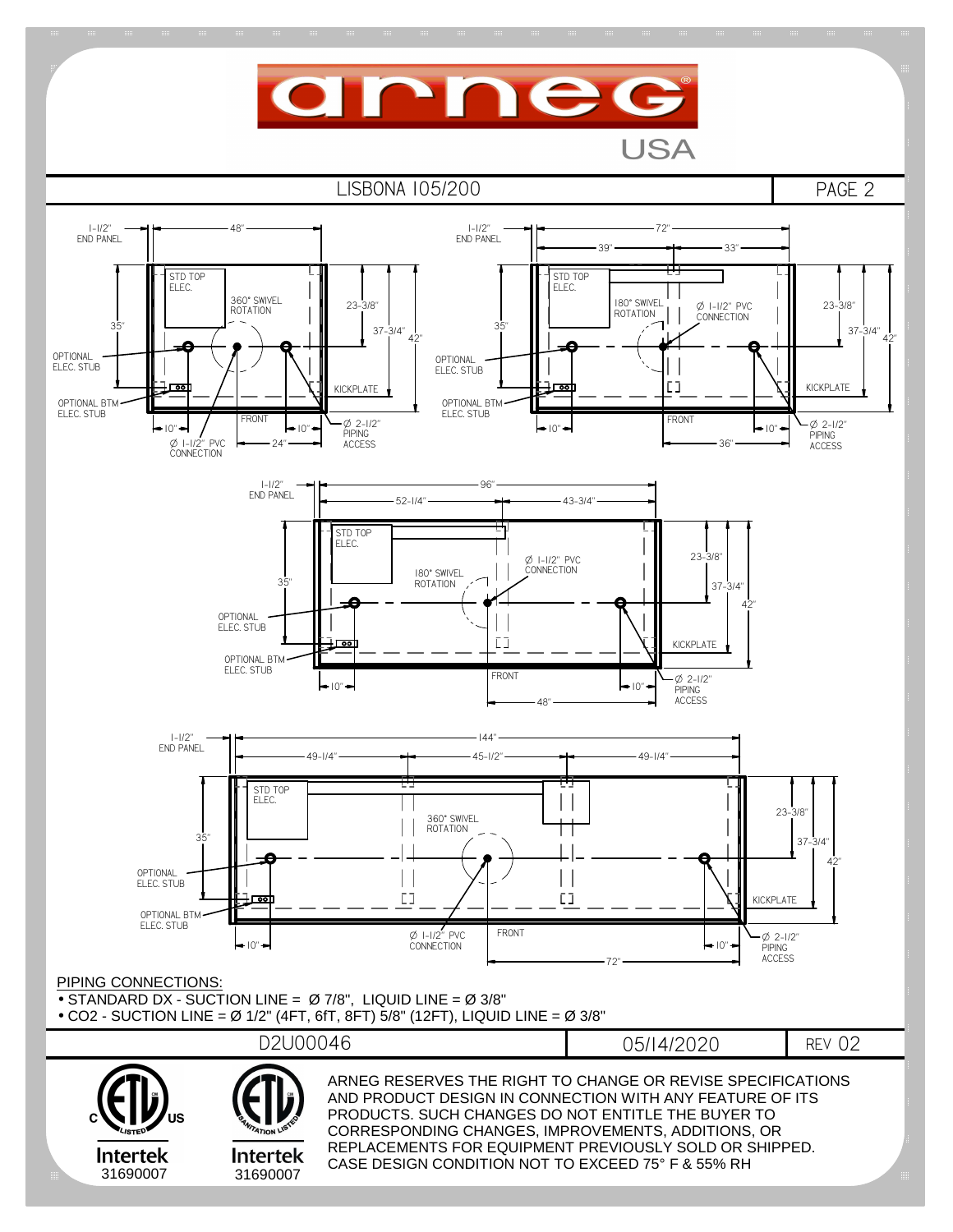# arneg USA

## LISBONA 105/200

PAGE 2

1-1/2" END PANEL — 48" — STD TOP ELEC. — 360° SWIVEL ROTATION — 35" — 23-3/8" — 37-3/4" — 42" — OPTIONAL ELEC. STUB — OPTIONAL BTM ELEC. STUB — KICKPLATE — FRONT — 10" — 10" — Ø 1-1/2" PVC CONNECTION — 24" — Ø 2-1/2" PIPING ACCESS

1-1/2" END PANEL — 72" — 39" — 33" — STD TOP ELEC. — 180° SWIVEL ROTATION — Ø 1-1/2" PVC CONNECTION — 35" — 23-3/8" — 37-3/4" — 42" — OPTIONAL ELEC. STUB — OPTIONAL BTM ELEC. STUB — KICKPLATE — FRONT — 10" — 10" — 36" — Ø 2-1/2" PIPING ACCESS

1-1/2" END PANEL — 96" — 52-1/4" — 43-3/4" — STD TOP ELEC. — 180° SWIVEL ROTATION — Ø 1-1/2" PVC CONNECTION — 35" — 23-3/8" — 37-3/4" — 42" — OPTIONAL ELEC. STUB — OPTIONAL BTM ELEC. STUB — KICKPLATE — FRONT — 10" — 10" — 48" — Ø 2-1/2" PIPING ACCESS

1-1/2" END PANEL — 144" — 49-1/4" — 45-1/2" — 49-1/4" — STD TOP ELEC. — 360° SWIVEL ROTATION — 35" — 23-3/8" — 37-3/4" — 42" — OPTIONAL ELEC. STUB — OPTIONAL BTM ELEC. STUB — KICKPLATE — Ø 1-1/2" PVC CONNECTION — FRONT — 10" — 10" — 72" — Ø 2-1/2" PIPING ACCESS

PIPING CONNECTIONS:

- STANDARD DX - SUCTION LINE = Ø 7/8", LIQUID LINE = Ø 3/8"
- $CO_2$ - SUCTION LINE = Ø 1/2" (4FT, 6fT, 8FT) 5/8" (12FT), LIQUID LINE = Ø 3/8"

| D2U00046 | 05/14/2020 | REV 02 |
|---|---|---|

Intertek 31690007 — Intertek 31690007

ARNEG RESERVES THE RIGHT TO CHANGE OR REVISE SPECIFICATIONS AND PRODUCT DESIGN IN CONNECTION WITH ANY FEATURE OF ITS PRODUCTS. SUCH CHANGES DO NOT ENTITLE THE BUYER TO CORRESPONDING CHANGES, IMPROVEMENTS, ADDITIONS, OR REPLACEMENTS FOR EQUIPMENT PREVIOUSLY SOLD OR SHIPPED. CASE DESIGN CONDITION NOT TO EXCEED 75° F & 55% RH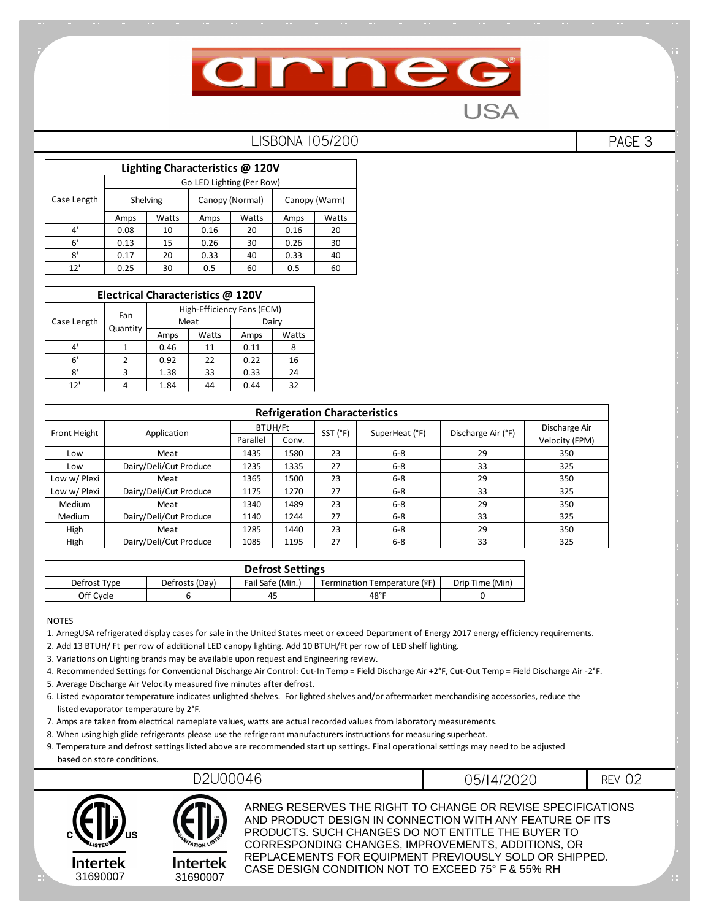# LISBONA 105/200

| Lighting Characteristics @ 120V | | | | | | |
|---|---|---|---|---|---|---|
| Case Length | Go LED Lighting (Per Row) | | | | | |
| | Shelving | | Canopy (Normal) | | Canopy (Warm) | |
| | Amps | Watts | Amps | Watts | Amps | Watts |
| 4' | 0.08 | 10 | 0.16 | 20 | 0.16 | 20 |
| 6' | 0.13 | 15 | 0.26 | 30 | 0.26 | 30 |
| 8' | 0.17 | 20 | 0.33 | 40 | 0.33 | 40 |
| 12' | 0.25 | 30 | 0.5 | 60 | 0.5 | 60 |

| Electrical Characteristics @ 120V | | | | | |
|---|---|---|---|---|---|
| Case Length | Fan Quantity | High-Efficiency Fans (ECM) | | | |
| | | Meat | | Dairy | |
| | | Amps | Watts | Amps | Watts |
| 4' | 1 | 0.46 | 11 | 0.11 | 8 |
| 6' | 2 | 0.92 | 22 | 0.22 | 16 |
| 8' | 3 | 1.38 | 33 | 0.33 | 24 |
| 12' | 4 | 1.84 | 44 | 0.44 | 32 |

| Refrigeration Characteristics | | | | | | | |
|---|---|---|---|---|---|---|---|
| Front Height | Application | BTUH/Ft | | SST (°F) | SuperHeat (°F) | Discharge Air (°F) | Discharge Air Velocity (FPM) |
| | | Parallel | Conv. | | | | |
| Low | Meat | 1435 | 1580 | 23 | 6-8 | 29 | 350 |
| Low | Dairy/Deli/Cut Produce | 1235 | 1335 | 27 | 6-8 | 33 | 325 |
| Low w/ Plexi | Meat | 1365 | 1500 | 23 | 6-8 | 29 | 350 |
| Low w/ Plexi | Dairy/Deli/Cut Produce | 1175 | 1270 | 27 | 6-8 | 33 | 325 |
| Medium | Meat | 1340 | 1489 | 23 | 6-8 | 29 | 350 |
| Medium | Dairy/Deli/Cut Produce | 1140 | 1244 | 27 | 6-8 | 33 | 325 |
| High | Meat | 1285 | 1440 | 23 | 6-8 | 29 | 350 |
| High | Dairy/Deli/Cut Produce | 1085 | 1195 | 27 | 6-8 | 33 | 325 |

| Defrost Settings | | | | |
|---|---|---|---|---|
| Defrost Type | Defrosts (Day) | Fail Safe (Min.) | Termination Temperature (ºF) | Drip Time (Min) |
| Off Cycle | 6 | 45 | 48°F | 0 |

NOTES

1. ArnegUSA refrigerated display cases for sale in the United States meet or exceed Department of Energy 2017 energy efficiency requirements.
2. Add 13 BTUH/ Ft per row of additional LED canopy lighting. Add 10 BTUH/Ft per row of LED shelf lighting.
3. Variations on Lighting brands may be available upon request and Engineering review.
4. Recommended Settings for Conventional Discharge Air Control: Cut-In Temp = Field Discharge Air +2°F, Cut-Out Temp = Field Discharge Air -2°F.
5. Average Discharge Air Velocity measured five minutes after defrost.
6. Listed evaporator temperature indicates unlighted shelves. For lighted shelves and/or aftermarket merchandising accessories, reduce the listed evaporator temperature by 2°F.
7. Amps are taken from electrical nameplate values, watts are actual recorded values from laboratory measurements.
8. When using high glide refrigerants please use the refrigerant manufacturers instructions for measuring superheat.
9. Temperature and defrost settings listed above are recommended start up settings. Final operational settings may need to be adjusted based on store conditions.

D2U00046 | 05/14/2020 | REV 02

Intertek 31690007

Intertek 31690007

ARNEG RESERVES THE RIGHT TO CHANGE OR REVISE SPECIFICATIONS AND PRODUCT DESIGN IN CONNECTION WITH ANY FEATURE OF ITS PRODUCTS. SUCH CHANGES DO NOT ENTITLE THE BUYER TO CORRESPONDING CHANGES, IMPROVEMENTS, ADDITIONS, OR REPLACEMENTS FOR EQUIPMENT PREVIOUSLY SOLD OR SHIPPED. CASE DESIGN CONDITION NOT TO EXCEED 75° F & 55% RH